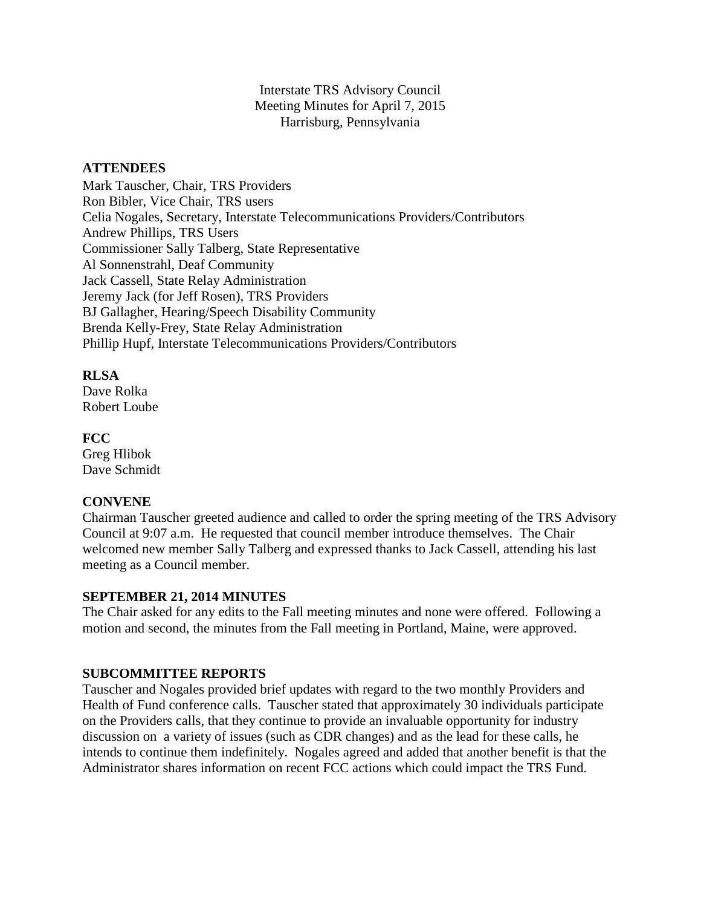Interstate TRS Advisory Council
Meeting Minutes for April 7, 2015
Harrisburg, Pennsylvania

## ATTENDEES

Mark Tauscher, Chair, TRS Providers
Ron Bibler, Vice Chair, TRS users
Celia Nogales, Secretary, Interstate Telecommunications Providers/Contributors
Andrew Phillips, TRS Users
Commissioner Sally Talberg, State Representative
Al Sonnenstrahl, Deaf Community
Jack Cassell, State Relay Administration
Jeremy Jack (for Jeff Rosen), TRS Providers
BJ Gallagher, Hearing/Speech Disability Community
Brenda Kelly-Frey, State Relay Administration
Phillip Hupf, Interstate Telecommunications Providers/Contributors

## RLSA

Dave Rolka
Robert Loube

## FCC

Greg Hlibok
Dave Schmidt

## CONVENE

Chairman Tauscher greeted audience and called to order the spring meeting of the TRS Advisory Council at 9:07 a.m. He requested that council member introduce themselves. The Chair welcomed new member Sally Talberg and expressed thanks to Jack Cassell, attending his last meeting as a Council member.

## SEPTEMBER 21, 2014 MINUTES

The Chair asked for any edits to the Fall meeting minutes and none were offered. Following a motion and second, the minutes from the Fall meeting in Portland, Maine, were approved.

## SUBCOMMITTEE REPORTS

Tauscher and Nogales provided brief updates with regard to the two monthly Providers and Health of Fund conference calls. Tauscher stated that approximately 30 individuals participate on the Providers calls, that they continue to provide an invaluable opportunity for industry discussion on a variety of issues (such as CDR changes) and as the lead for these calls, he intends to continue them indefinitely. Nogales agreed and added that another benefit is that the Administrator shares information on recent FCC actions which could impact the TRS Fund.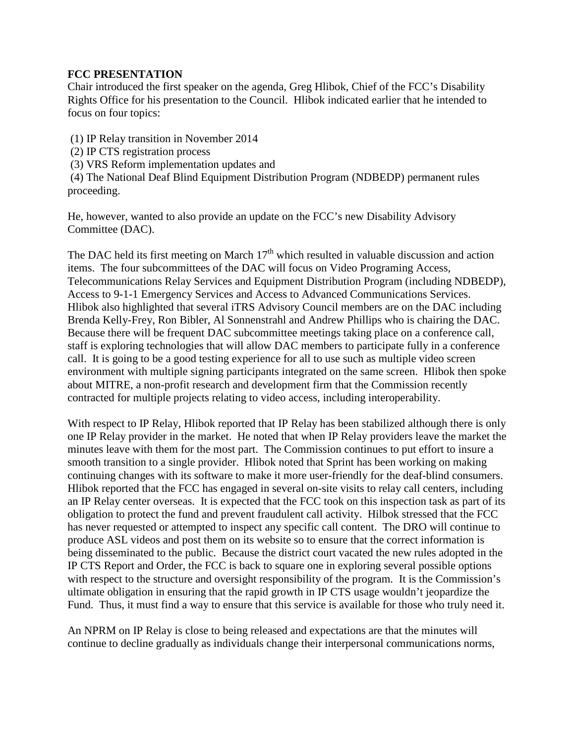**FCC PRESENTATION**

Chair introduced the first speaker on the agenda, Greg Hlibok, Chief of the FCC's Disability Rights Office for his presentation to the Council. Hlibok indicated earlier that he intended to focus on four topics:

(1) IP Relay transition in November 2014
(2) IP CTS registration process
(3) VRS Reform implementation updates and
(4) The National Deaf Blind Equipment Distribution Program (NDBEDP) permanent rules proceeding.

He, however, wanted to also provide an update on the FCC's new Disability Advisory Committee (DAC).

The DAC held its first meeting on March 17th which resulted in valuable discussion and action items. The four subcommittees of the DAC will focus on Video Programing Access, Telecommunications Relay Services and Equipment Distribution Program (including NDBEDP), Access to 9-1-1 Emergency Services and Access to Advanced Communications Services. Hlibok also highlighted that several iTRS Advisory Council members are on the DAC including Brenda Kelly-Frey, Ron Bibler, Al Sonnenstrahl and Andrew Phillips who is chairing the DAC. Because there will be frequent DAC subcommittee meetings taking place on a conference call, staff is exploring technologies that will allow DAC members to participate fully in a conference call. It is going to be a good testing experience for all to use such as multiple video screen environment with multiple signing participants integrated on the same screen. Hlibok then spoke about MITRE, a non-profit research and development firm that the Commission recently contracted for multiple projects relating to video access, including interoperability.

With respect to IP Relay, Hlibok reported that IP Relay has been stabilized although there is only one IP Relay provider in the market. He noted that when IP Relay providers leave the market the minutes leave with them for the most part. The Commission continues to put effort to insure a smooth transition to a single provider. Hlibok noted that Sprint has been working on making continuing changes with its software to make it more user-friendly for the deaf-blind consumers. Hlibok reported that the FCC has engaged in several on-site visits to relay call centers, including an IP Relay center overseas. It is expected that the FCC took on this inspection task as part of its obligation to protect the fund and prevent fraudulent call activity. Hilbok stressed that the FCC has never requested or attempted to inspect any specific call content. The DRO will continue to produce ASL videos and post them on its website so to ensure that the correct information is being disseminated to the public. Because the district court vacated the new rules adopted in the IP CTS Report and Order, the FCC is back to square one in exploring several possible options with respect to the structure and oversight responsibility of the program. It is the Commission's ultimate obligation in ensuring that the rapid growth in IP CTS usage wouldn't jeopardize the Fund. Thus, it must find a way to ensure that this service is available for those who truly need it.

An NPRM on IP Relay is close to being released and expectations are that the minutes will continue to decline gradually as individuals change their interpersonal communications norms,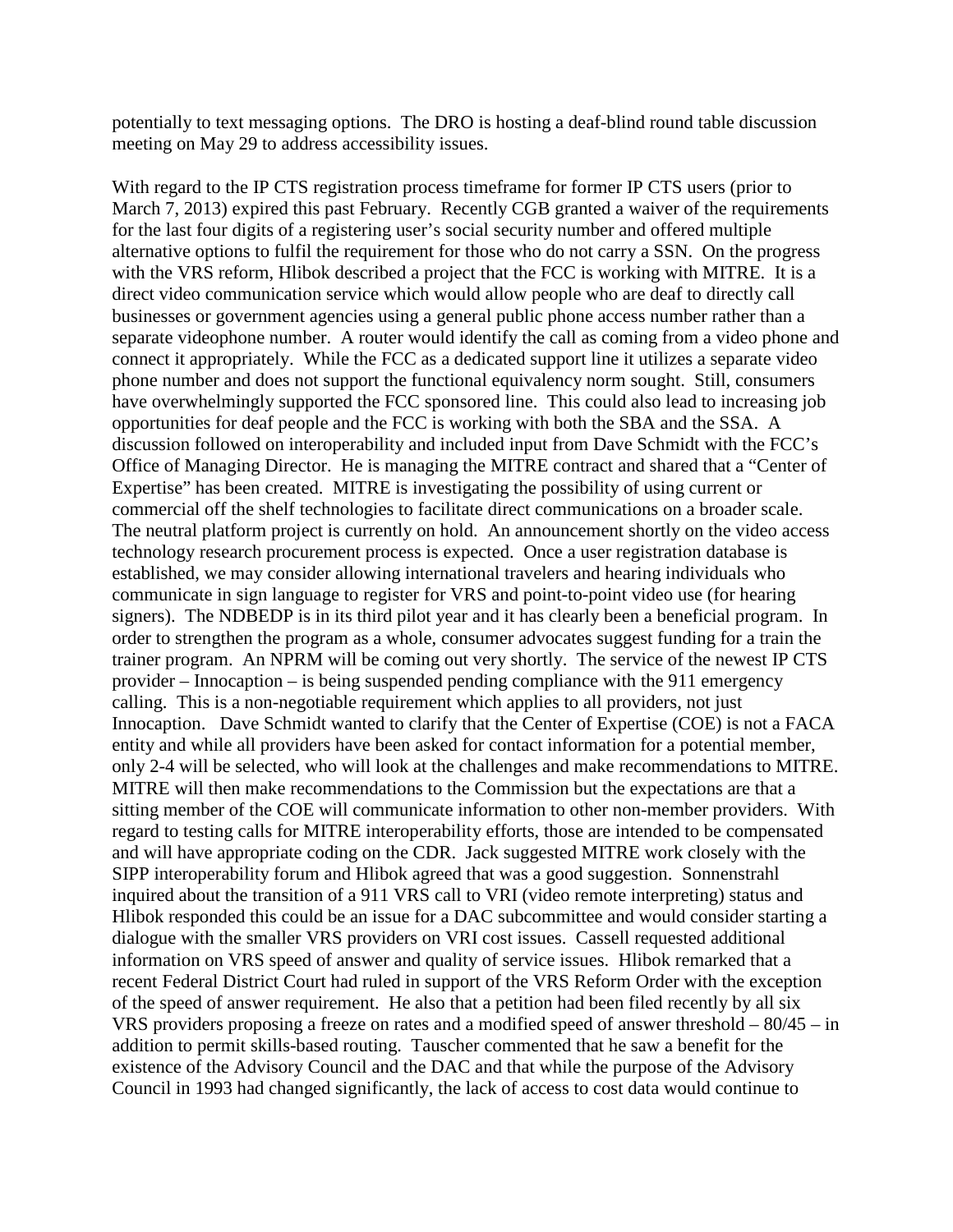potentially to text messaging options. The DRO is hosting a deaf-blind round table discussion meeting on May 29 to address accessibility issues.

With regard to the IP CTS registration process timeframe for former IP CTS users (prior to March 7, 2013) expired this past February. Recently CGB granted a waiver of the requirements for the last four digits of a registering user's social security number and offered multiple alternative options to fulfil the requirement for those who do not carry a SSN. On the progress with the VRS reform, Hlibok described a project that the FCC is working with MITRE. It is a direct video communication service which would allow people who are deaf to directly call businesses or government agencies using a general public phone access number rather than a separate videophone number. A router would identify the call as coming from a video phone and connect it appropriately. While the FCC as a dedicated support line it utilizes a separate video phone number and does not support the functional equivalency norm sought. Still, consumers have overwhelmingly supported the FCC sponsored line. This could also lead to increasing job opportunities for deaf people and the FCC is working with both the SBA and the SSA. A discussion followed on interoperability and included input from Dave Schmidt with the FCC's Office of Managing Director. He is managing the MITRE contract and shared that a "Center of Expertise" has been created. MITRE is investigating the possibility of using current or commercial off the shelf technologies to facilitate direct communications on a broader scale. The neutral platform project is currently on hold. An announcement shortly on the video access technology research procurement process is expected. Once a user registration database is established, we may consider allowing international travelers and hearing individuals who communicate in sign language to register for VRS and point-to-point video use (for hearing signers). The NDBEDP is in its third pilot year and it has clearly been a beneficial program. In order to strengthen the program as a whole, consumer advocates suggest funding for a train the trainer program. An NPRM will be coming out very shortly. The service of the newest IP CTS provider – Innocaption – is being suspended pending compliance with the 911 emergency calling. This is a non-negotiable requirement which applies to all providers, not just Innocaption. Dave Schmidt wanted to clarify that the Center of Expertise (COE) is not a FACA entity and while all providers have been asked for contact information for a potential member, only 2-4 will be selected, who will look at the challenges and make recommendations to MITRE. MITRE will then make recommendations to the Commission but the expectations are that a sitting member of the COE will communicate information to other non-member providers. With regard to testing calls for MITRE interoperability efforts, those are intended to be compensated and will have appropriate coding on the CDR. Jack suggested MITRE work closely with the SIPP interoperability forum and Hlibok agreed that was a good suggestion. Sonnenstrahl inquired about the transition of a 911 VRS call to VRI (video remote interpreting) status and Hlibok responded this could be an issue for a DAC subcommittee and would consider starting a dialogue with the smaller VRS providers on VRI cost issues. Cassell requested additional information on VRS speed of answer and quality of service issues. Hlibok remarked that a recent Federal District Court had ruled in support of the VRS Reform Order with the exception of the speed of answer requirement. He also that a petition had been filed recently by all six VRS providers proposing a freeze on rates and a modified speed of answer threshold – 80/45 – in addition to permit skills-based routing. Tauscher commented that he saw a benefit for the existence of the Advisory Council and the DAC and that while the purpose of the Advisory Council in 1993 had changed significantly, the lack of access to cost data would continue to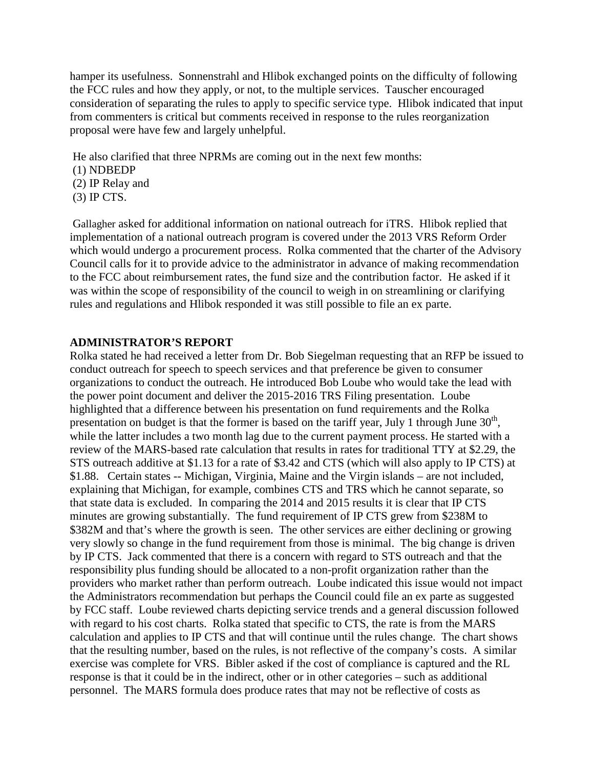hamper its usefulness. Sonnenstrahl and Hlibok exchanged points on the difficulty of following the FCC rules and how they apply, or not, to the multiple services. Tauscher encouraged consideration of separating the rules to apply to specific service type. Hlibok indicated that input from commenters is critical but comments received in response to the rules reorganization proposal were have few and largely unhelpful.

He also clarified that three NPRMs are coming out in the next few months:
(1) NDBEDP
(2) IP Relay and
(3) IP CTS.

Gallagher asked for additional information on national outreach for iTRS. Hlibok replied that implementation of a national outreach program is covered under the 2013 VRS Reform Order which would undergo a procurement process. Rolka commented that the charter of the Advisory Council calls for it to provide advice to the administrator in advance of making recommendation to the FCC about reimbursement rates, the fund size and the contribution factor. He asked if it was within the scope of responsibility of the council to weigh in on streamlining or clarifying rules and regulations and Hlibok responded it was still possible to file an ex parte.

## ADMINISTRATOR'S REPORT

Rolka stated he had received a letter from Dr. Bob Siegelman requesting that an RFP be issued to conduct outreach for speech to speech services and that preference be given to consumer organizations to conduct the outreach. He introduced Bob Loube who would take the lead with the power point document and deliver the 2015-2016 TRS Filing presentation. Loube highlighted that a difference between his presentation on fund requirements and the Rolka presentation on budget is that the former is based on the tariff year, July 1 through June 30th, while the latter includes a two month lag due to the current payment process. He started with a review of the MARS-based rate calculation that results in rates for traditional TTY at $2.29, the STS outreach additive at $1.13 for a rate of $3.42 and CTS (which will also apply to IP CTS) at $1.88. Certain states -- Michigan, Virginia, Maine and the Virgin islands – are not included, explaining that Michigan, for example, combines CTS and TRS which he cannot separate, so that state data is excluded. In comparing the 2014 and 2015 results it is clear that IP CTS minutes are growing substantially. The fund requirement of IP CTS grew from $238M to $382M and that's where the growth is seen. The other services are either declining or growing very slowly so change in the fund requirement from those is minimal. The big change is driven by IP CTS. Jack commented that there is a concern with regard to STS outreach and that the responsibility plus funding should be allocated to a non-profit organization rather than the providers who market rather than perform outreach. Loube indicated this issue would not impact the Administrators recommendation but perhaps the Council could file an ex parte as suggested by FCC staff. Loube reviewed charts depicting service trends and a general discussion followed with regard to his cost charts. Rolka stated that specific to CTS, the rate is from the MARS calculation and applies to IP CTS and that will continue until the rules change. The chart shows that the resulting number, based on the rules, is not reflective of the company's costs. A similar exercise was complete for VRS. Bibler asked if the cost of compliance is captured and the RL response is that it could be in the indirect, other or in other categories – such as additional personnel. The MARS formula does produce rates that may not be reflective of costs as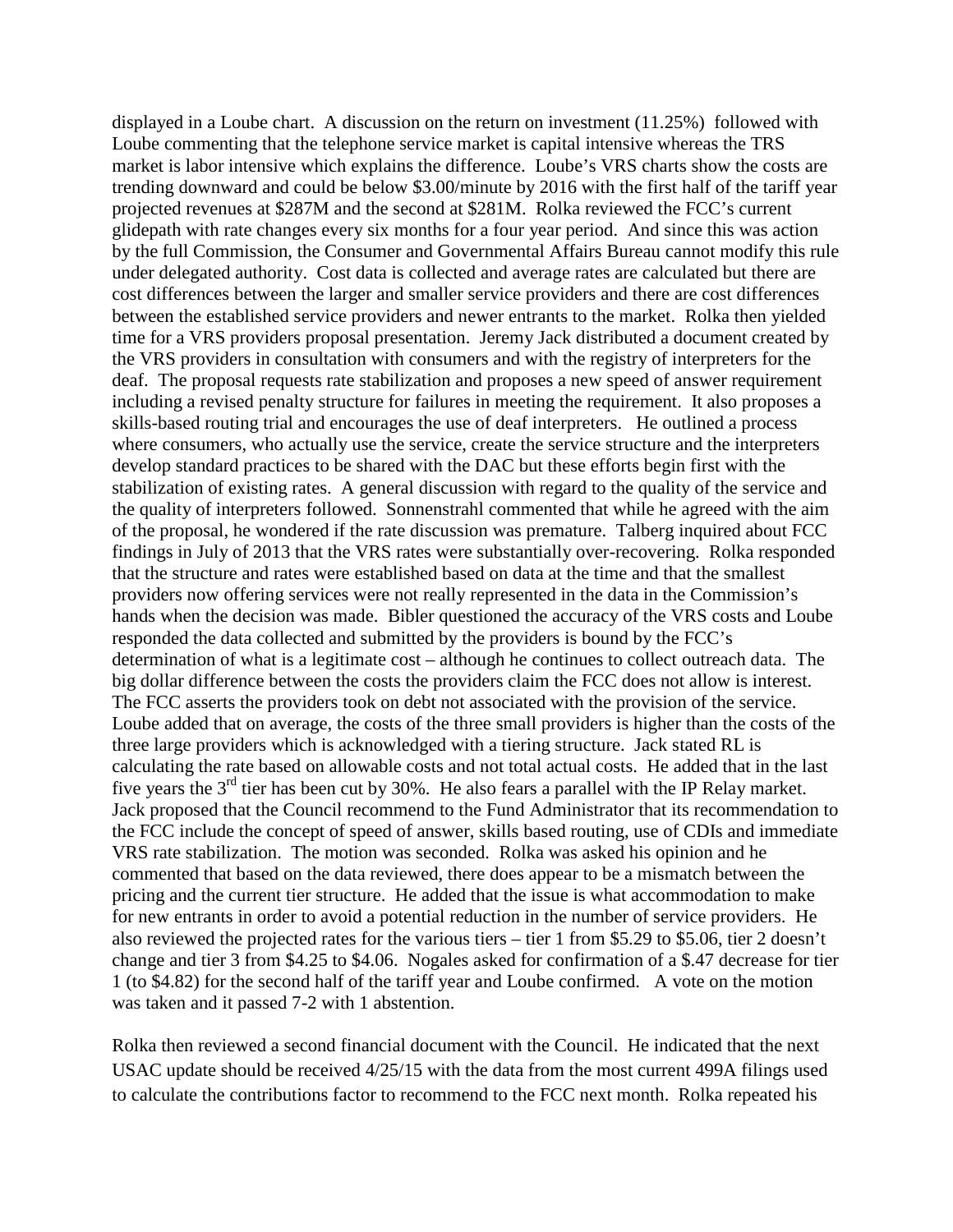displayed in a Loube chart. A discussion on the return on investment (11.25%) followed with Loube commenting that the telephone service market is capital intensive whereas the TRS market is labor intensive which explains the difference. Loube's VRS charts show the costs are trending downward and could be below $3.00/minute by 2016 with the first half of the tariff year projected revenues at $287M and the second at $281M. Rolka reviewed the FCC's current glidepath with rate changes every six months for a four year period. And since this was action by the full Commission, the Consumer and Governmental Affairs Bureau cannot modify this rule under delegated authority. Cost data is collected and average rates are calculated but there are cost differences between the larger and smaller service providers and there are cost differences between the established service providers and newer entrants to the market. Rolka then yielded time for a VRS providers proposal presentation. Jeremy Jack distributed a document created by the VRS providers in consultation with consumers and with the registry of interpreters for the deaf. The proposal requests rate stabilization and proposes a new speed of answer requirement including a revised penalty structure for failures in meeting the requirement. It also proposes a skills-based routing trial and encourages the use of deaf interpreters. He outlined a process where consumers, who actually use the service, create the service structure and the interpreters develop standard practices to be shared with the DAC but these efforts begin first with the stabilization of existing rates. A general discussion with regard to the quality of the service and the quality of interpreters followed. Sonnenstrahl commented that while he agreed with the aim of the proposal, he wondered if the rate discussion was premature. Talberg inquired about FCC findings in July of 2013 that the VRS rates were substantially over-recovering. Rolka responded that the structure and rates were established based on data at the time and that the smallest providers now offering services were not really represented in the data in the Commission's hands when the decision was made. Bibler questioned the accuracy of the VRS costs and Loube responded the data collected and submitted by the providers is bound by the FCC's determination of what is a legitimate cost – although he continues to collect outreach data. The big dollar difference between the costs the providers claim the FCC does not allow is interest. The FCC asserts the providers took on debt not associated with the provision of the service. Loube added that on average, the costs of the three small providers is higher than the costs of the three large providers which is acknowledged with a tiering structure. Jack stated RL is calculating the rate based on allowable costs and not total actual costs. He added that in the last five years the 3rd tier has been cut by 30%. He also fears a parallel with the IP Relay market. Jack proposed that the Council recommend to the Fund Administrator that its recommendation to the FCC include the concept of speed of answer, skills based routing, use of CDIs and immediate VRS rate stabilization. The motion was seconded. Rolka was asked his opinion and he commented that based on the data reviewed, there does appear to be a mismatch between the pricing and the current tier structure. He added that the issue is what accommodation to make for new entrants in order to avoid a potential reduction in the number of service providers. He also reviewed the projected rates for the various tiers – tier 1 from $5.29 to $5.06, tier 2 doesn't change and tier 3 from $4.25 to $4.06. Nogales asked for confirmation of a $.47 decrease for tier 1 (to $4.82) for the second half of the tariff year and Loube confirmed. A vote on the motion was taken and it passed 7-2 with 1 abstention.

Rolka then reviewed a second financial document with the Council. He indicated that the next USAC update should be received 4/25/15 with the data from the most current 499A filings used to calculate the contributions factor to recommend to the FCC next month. Rolka repeated his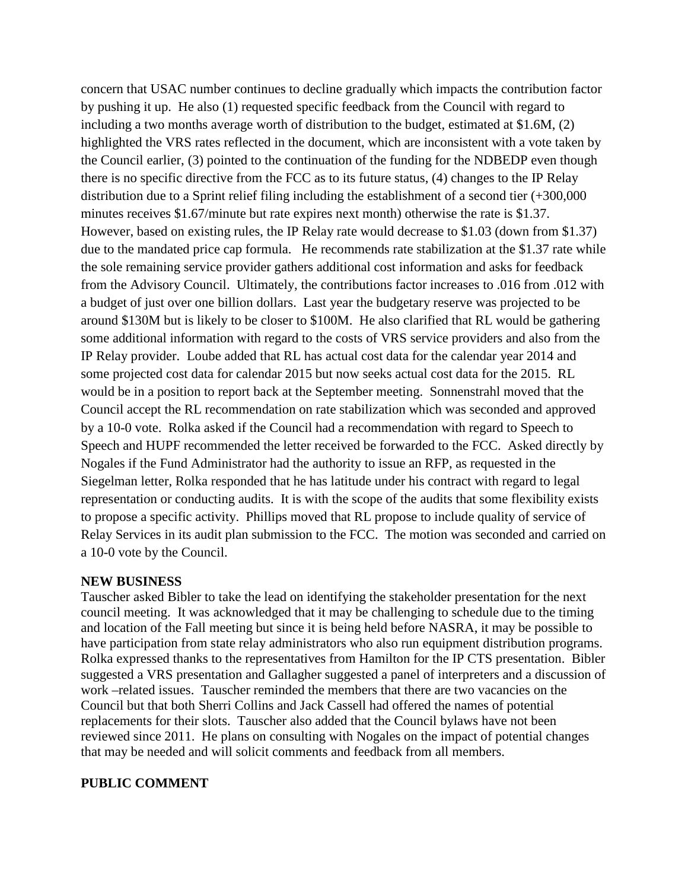concern that USAC number continues to decline gradually which impacts the contribution factor by pushing it up. He also (1) requested specific feedback from the Council with regard to including a two months average worth of distribution to the budget, estimated at $1.6M, (2) highlighted the VRS rates reflected in the document, which are inconsistent with a vote taken by the Council earlier, (3) pointed to the continuation of the funding for the NDBEDP even though there is no specific directive from the FCC as to its future status, (4) changes to the IP Relay distribution due to a Sprint relief filing including the establishment of a second tier (+300,000 minutes receives $1.67/minute but rate expires next month) otherwise the rate is $1.37. However, based on existing rules, the IP Relay rate would decrease to $1.03 (down from $1.37) due to the mandated price cap formula. He recommends rate stabilization at the $1.37 rate while the sole remaining service provider gathers additional cost information and asks for feedback from the Advisory Council. Ultimately, the contributions factor increases to .016 from .012 with a budget of just over one billion dollars. Last year the budgetary reserve was projected to be around $130M but is likely to be closer to $100M. He also clarified that RL would be gathering some additional information with regard to the costs of VRS service providers and also from the IP Relay provider. Loube added that RL has actual cost data for the calendar year 2014 and some projected cost data for calendar 2015 but now seeks actual cost data for the 2015. RL would be in a position to report back at the September meeting. Sonnenstrahl moved that the Council accept the RL recommendation on rate stabilization which was seconded and approved by a 10-0 vote. Rolka asked if the Council had a recommendation with regard to Speech to Speech and HUPF recommended the letter received be forwarded to the FCC. Asked directly by Nogales if the Fund Administrator had the authority to issue an RFP, as requested in the Siegelman letter, Rolka responded that he has latitude under his contract with regard to legal representation or conducting audits. It is with the scope of the audits that some flexibility exists to propose a specific activity. Phillips moved that RL propose to include quality of service of Relay Services in its audit plan submission to the FCC. The motion was seconded and carried on a 10-0 vote by the Council.

**NEW BUSINESS**

Tauscher asked Bibler to take the lead on identifying the stakeholder presentation for the next council meeting. It was acknowledged that it may be challenging to schedule due to the timing and location of the Fall meeting but since it is being held before NASRA, it may be possible to have participation from state relay administrators who also run equipment distribution programs. Rolka expressed thanks to the representatives from Hamilton for the IP CTS presentation. Bibler suggested a VRS presentation and Gallagher suggested a panel of interpreters and a discussion of work –related issues. Tauscher reminded the members that there are two vacancies on the Council but that both Sherri Collins and Jack Cassell had offered the names of potential replacements for their slots. Tauscher also added that the Council bylaws have not been reviewed since 2011. He plans on consulting with Nogales on the impact of potential changes that may be needed and will solicit comments and feedback from all members.

**PUBLIC COMMENT**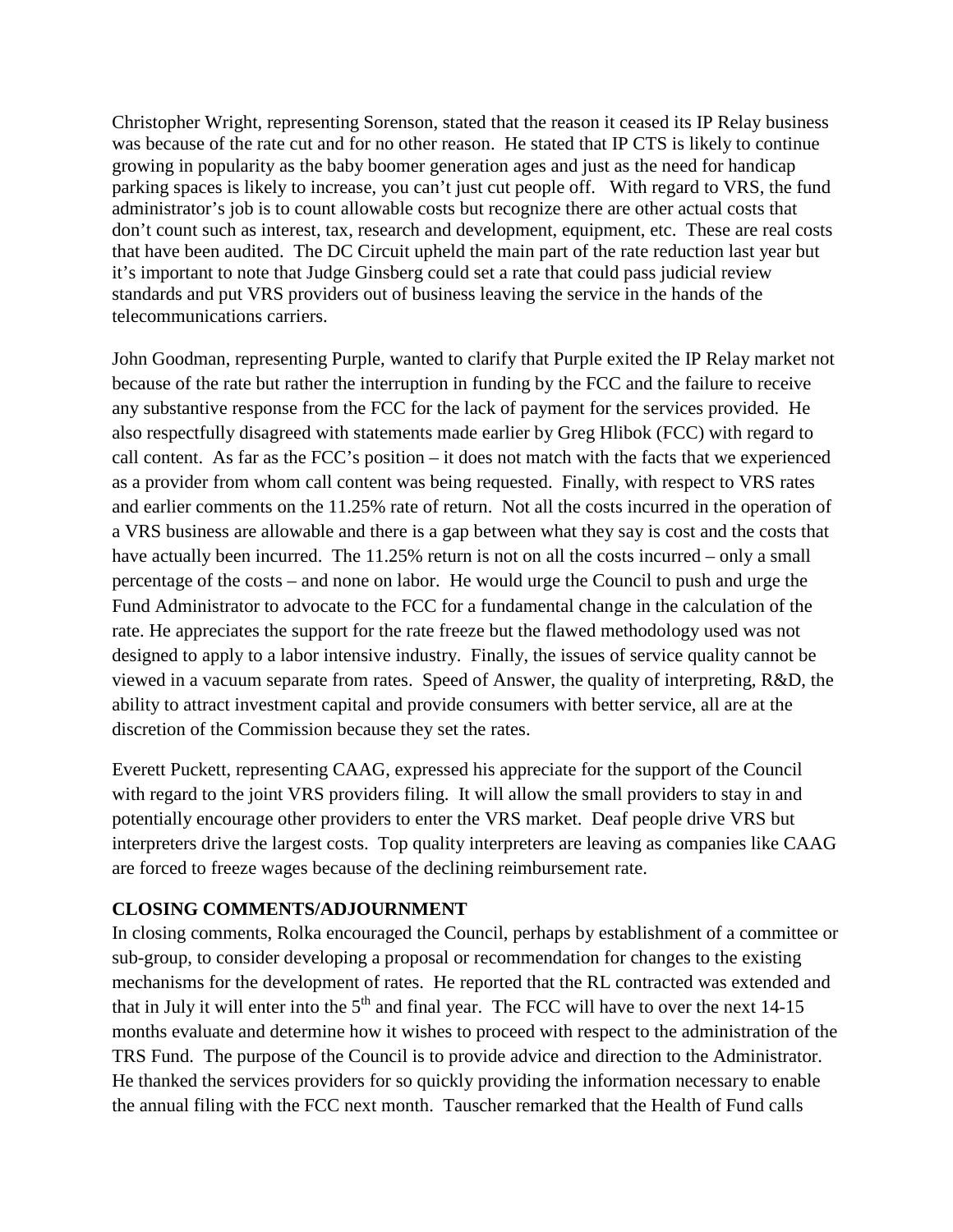Christopher Wright, representing Sorenson, stated that the reason it ceased its IP Relay business was because of the rate cut and for no other reason. He stated that IP CTS is likely to continue growing in popularity as the baby boomer generation ages and just as the need for handicap parking spaces is likely to increase, you can't just cut people off. With regard to VRS, the fund administrator's job is to count allowable costs but recognize there are other actual costs that don't count such as interest, tax, research and development, equipment, etc. These are real costs that have been audited. The DC Circuit upheld the main part of the rate reduction last year but it's important to note that Judge Ginsberg could set a rate that could pass judicial review standards and put VRS providers out of business leaving the service in the hands of the telecommunications carriers.

John Goodman, representing Purple, wanted to clarify that Purple exited the IP Relay market not because of the rate but rather the interruption in funding by the FCC and the failure to receive any substantive response from the FCC for the lack of payment for the services provided. He also respectfully disagreed with statements made earlier by Greg Hlibok (FCC) with regard to call content. As far as the FCC's position – it does not match with the facts that we experienced as a provider from whom call content was being requested. Finally, with respect to VRS rates and earlier comments on the 11.25% rate of return. Not all the costs incurred in the operation of a VRS business are allowable and there is a gap between what they say is cost and the costs that have actually been incurred. The 11.25% return is not on all the costs incurred – only a small percentage of the costs – and none on labor. He would urge the Council to push and urge the Fund Administrator to advocate to the FCC for a fundamental change in the calculation of the rate. He appreciates the support for the rate freeze but the flawed methodology used was not designed to apply to a labor intensive industry. Finally, the issues of service quality cannot be viewed in a vacuum separate from rates. Speed of Answer, the quality of interpreting, R&D, the ability to attract investment capital and provide consumers with better service, all are at the discretion of the Commission because they set the rates.

Everett Puckett, representing CAAG, expressed his appreciate for the support of the Council with regard to the joint VRS providers filing. It will allow the small providers to stay in and potentially encourage other providers to enter the VRS market. Deaf people drive VRS but interpreters drive the largest costs. Top quality interpreters are leaving as companies like CAAG are forced to freeze wages because of the declining reimbursement rate.

**CLOSING COMMENTS/ADJOURNMENT**

In closing comments, Rolka encouraged the Council, perhaps by establishment of a committee or sub-group, to consider developing a proposal or recommendation for changes to the existing mechanisms for the development of rates. He reported that the RL contracted was extended and that in July it will enter into the 5th and final year. The FCC will have to over the next 14-15 months evaluate and determine how it wishes to proceed with respect to the administration of the TRS Fund. The purpose of the Council is to provide advice and direction to the Administrator. He thanked the services providers for so quickly providing the information necessary to enable the annual filing with the FCC next month. Tauscher remarked that the Health of Fund calls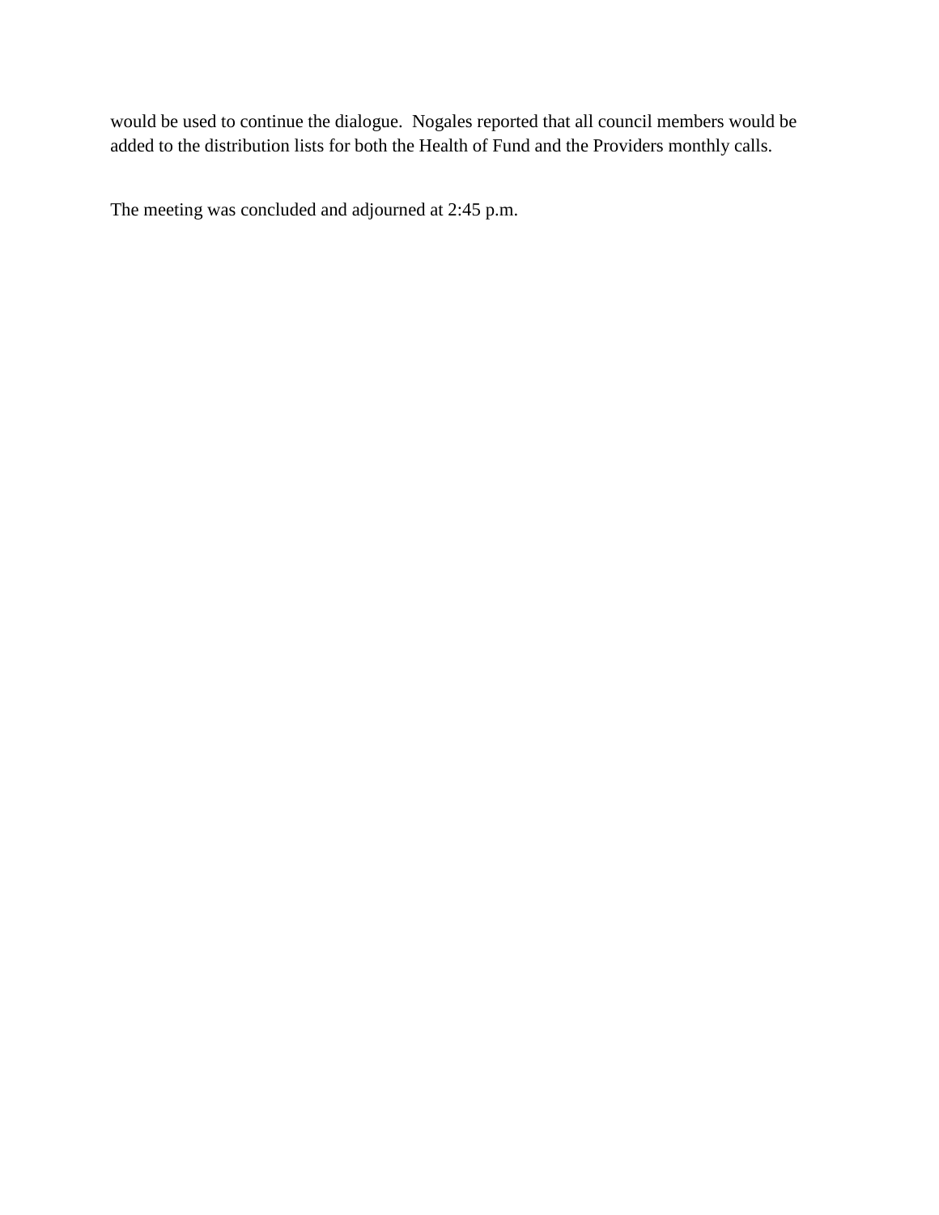would be used to continue the dialogue.  Nogales reported that all council members would be added to the distribution lists for both the Health of Fund and the Providers monthly calls.

The meeting was concluded and adjourned at 2:45 p.m.